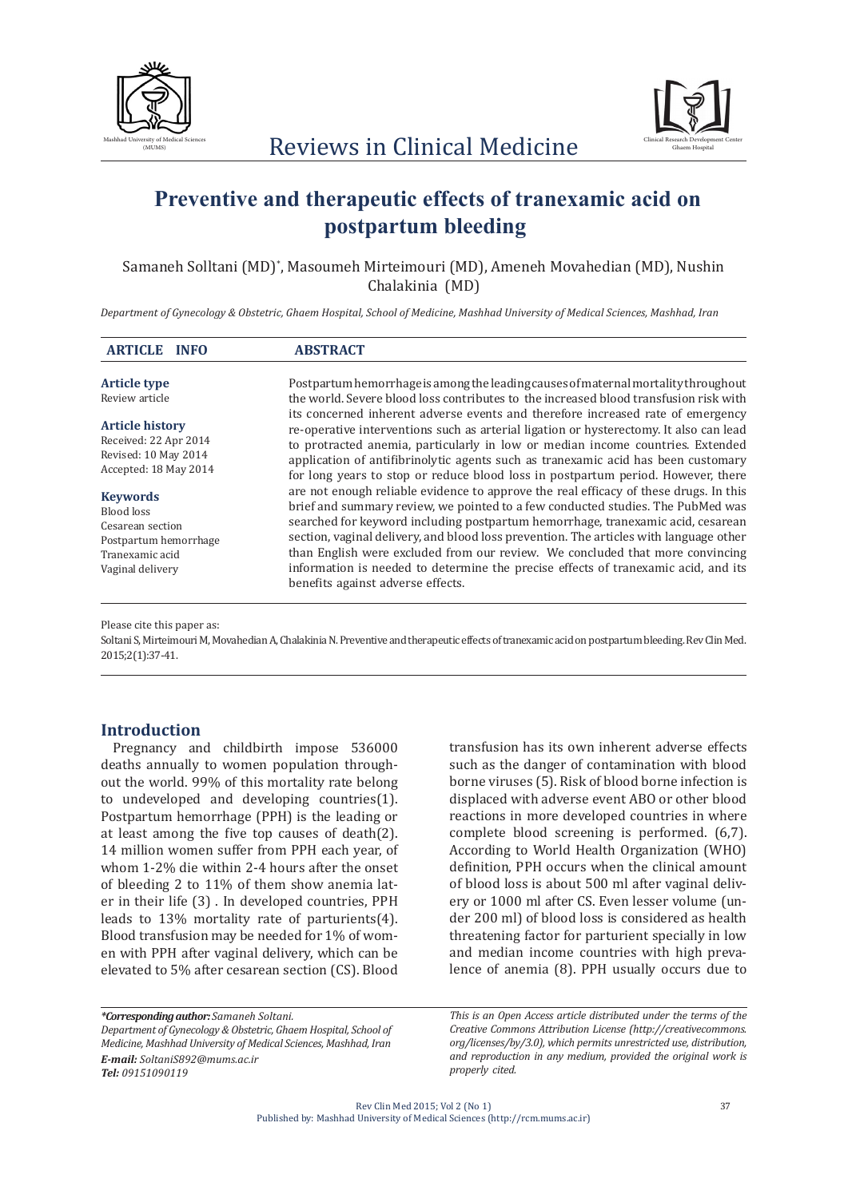# Preventive and therapeutic effects of tranexamic acid on postpartum bleeding

Samaneh Solltani (MD)*, Masoumeh Mirteimouri (MD), Ameneh Movahedian (MD), Nushin Chalakinia (MD)

*Department of Gynecology & Obstetric, Ghaem Hospital, School of Medicine, Mashhad University of Medical Sciences, Mashhad, Iran*

## ARTICLE INFO

**Article type**
Review article

**Article history**
Received: 22 Apr 2014
Revised: 10 May 2014
Accepted: 18 May 2014

**Keywords**
Blood loss
Cesarean section
Postpartum hemorrhage
Tranexamic acid
Vaginal delivery

## ABSTRACT

Postpartum hemorrhage is among the leading causes of maternal mortality throughout the world. Severe blood loss contributes to the increased blood transfusion risk with its concerned inherent adverse events and therefore increased rate of emergency re-operative interventions such as arterial ligation or hysterectomy. It also can lead to protracted anemia, particularly in low or median income countries. Extended application of antifibrinolytic agents such as tranexamic acid has been customary for long years to stop or reduce blood loss in postpartum period. However, there are not enough reliable evidence to approve the real efficacy of these drugs. In this brief and summary review, we pointed to a few conducted studies. The PubMed was searched for keyword including postpartum hemorrhage, tranexamic acid, cesarean section, vaginal delivery, and blood loss prevention. The articles with language other than English were excluded from our review. We concluded that more convincing information is needed to determine the precise effects of tranexamic acid, and its benefits against adverse effects.

Please cite this paper as:
Soltani S, Mirteimouri M, Movahedian A, Chalakinia N. Preventive and therapeutic effects of tranexamic acid on postpartum bleeding. Rev Clin Med. 2015;2(1):37-41.

## Introduction

Pregnancy and childbirth impose 536000 deaths annually to women population throughout the world. 99% of this mortality rate belong to undeveloped and developing countries(1). Postpartum hemorrhage (PPH) is the leading or at least among the five top causes of death(2). 14 million women suffer from PPH each year, of whom 1-2% die within 2-4 hours after the onset of bleeding 2 to 11% of them show anemia later in their life (3) . In developed countries, PPH leads to 13% mortality rate of parturients(4). Blood transfusion may be needed for 1% of women with PPH after vaginal delivery, which can be elevated to 5% after cesarean section (CS). Blood transfusion has its own inherent adverse effects such as the danger of contamination with blood borne viruses (5). Risk of blood borne infection is displaced with adverse event ABO or other blood reactions in more developed countries in where complete blood screening is performed. (6,7). According to World Health Organization (WHO) definition, PPH occurs when the clinical amount of blood loss is about 500 ml after vaginal delivery or 1000 ml after CS. Even lesser volume (under 200 ml) of blood loss is considered as health threatening factor for parturient specially in low and median income countries with high prevalence of anemia (8). PPH usually occurs due to

*\*Corresponding author: Samaneh Soltani.*
*Department of Gynecology & Obstetric, Ghaem Hospital, School of Medicine, Mashhad University of Medical Sciences, Mashhad, Iran*
***E-mail:** SoltaniS892@mums.ac.ir*
***Tel:** 09151090119*

*This is an Open Access article distributed under the terms of the Creative Commons Attribution License (http://creativecommons.org/licenses/by/3.0), which permits unrestricted use, distribution, and reproduction in any medium, provided the original work is properly cited.*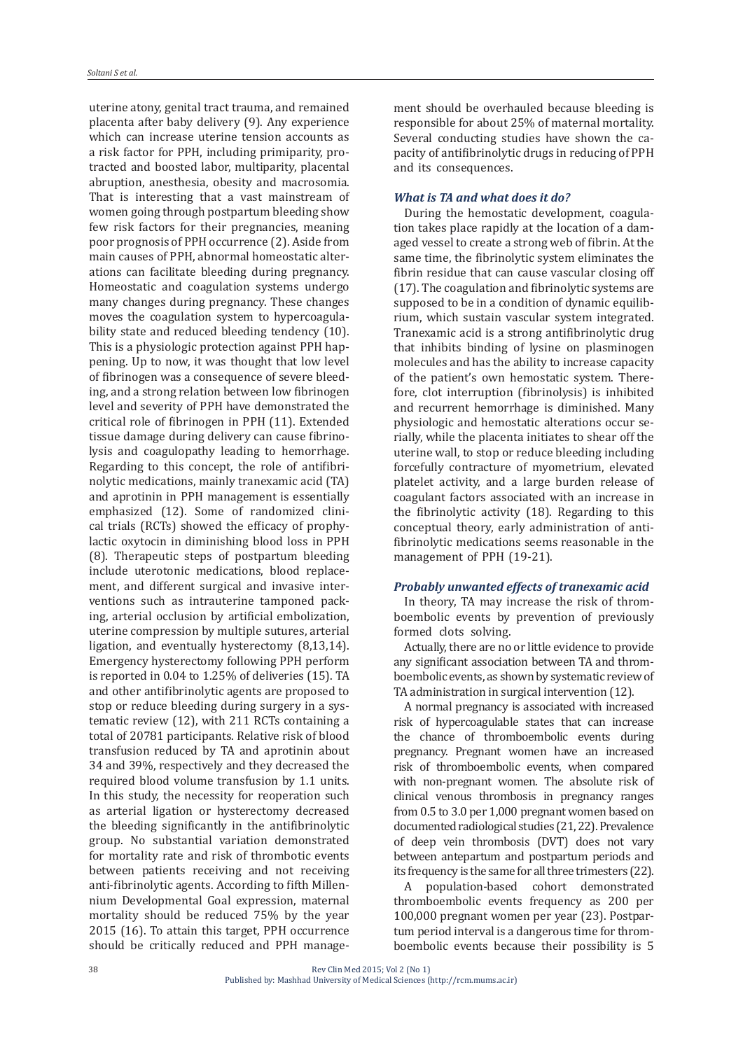uterine atony, genital tract trauma, and remained placenta after baby delivery (9). Any experience which can increase uterine tension accounts as a risk factor for PPH, including primiparity, protracted and boosted labor, multiparity, placental abruption, anesthesia, obesity and macrosomia. That is interesting that a vast mainstream of women going through postpartum bleeding show few risk factors for their pregnancies, meaning poor prognosis of PPH occurrence (2). Aside from main causes of PPH, abnormal homeostatic alterations can facilitate bleeding during pregnancy. Homeostatic and coagulation systems undergo many changes during pregnancy. These changes moves the coagulation system to hypercoagulability state and reduced bleeding tendency (10). This is a physiologic protection against PPH happening. Up to now, it was thought that low level of fibrinogen was a consequence of severe bleeding, and a strong relation between low fibrinogen level and severity of PPH have demonstrated the critical role of fibrinogen in PPH (11). Extended tissue damage during delivery can cause fibrinolysis and coagulopathy leading to hemorrhage. Regarding to this concept, the role of antifibrinolytic medications, mainly tranexamic acid (TA) and aprotinin in PPH management is essentially emphasized (12). Some of randomized clinical trials (RCTs) showed the efficacy of prophylactic oxytocin in diminishing blood loss in PPH (8). Therapeutic steps of postpartum bleeding include uterotonic medications, blood replacement, and different surgical and invasive interventions such as intrauterine tamponed packing, arterial occlusion by artificial embolization, uterine compression by multiple sutures, arterial ligation, and eventually hysterectomy (8,13,14). Emergency hysterectomy following PPH perform is reported in 0.04 to 1.25% of deliveries (15). TA and other antifibrinolytic agents are proposed to stop or reduce bleeding during surgery in a systematic review (12), with 211 RCTs containing a total of 20781 participants. Relative risk of blood transfusion reduced by TA and aprotinin about 34 and 39%, respectively and they decreased the required blood volume transfusion by 1.1 units. In this study, the necessity for reoperation such as arterial ligation or hysterectomy decreased the bleeding significantly in the antifibrinolytic group. No substantial variation demonstrated for mortality rate and risk of thrombotic events between patients receiving and not receiving anti-fibrinolytic agents. According to fifth Millennium Developmental Goal expression, maternal mortality should be reduced 75% by the year 2015 (16). To attain this target, PPH occurrence should be critically reduced and PPH management should be overhauled because bleeding is responsible for about 25% of maternal mortality. Several conducting studies have shown the capacity of antifibrinolytic drugs in reducing of PPH and its consequences.

### *What is TA and what does it do?*

During the hemostatic development, coagulation takes place rapidly at the location of a damaged vessel to create a strong web of fibrin. At the same time, the fibrinolytic system eliminates the fibrin residue that can cause vascular closing off (17). The coagulation and fibrinolytic systems are supposed to be in a condition of dynamic equilibrium, which sustain vascular system integrated. Tranexamic acid is a strong antifibrinolytic drug that inhibits binding of lysine on plasminogen molecules and has the ability to increase capacity of the patient's own hemostatic system. Therefore, clot interruption (fibrinolysis) is inhibited and recurrent hemorrhage is diminished. Many physiologic and hemostatic alterations occur serially, while the placenta initiates to shear off the uterine wall, to stop or reduce bleeding including forcefully contracture of myometrium, elevated platelet activity, and a large burden release of coagulant factors associated with an increase in the fibrinolytic activity (18). Regarding to this conceptual theory, early administration of antifibrinolytic medications seems reasonable in the management of PPH (19-21).

### *Probably unwanted effects of tranexamic acid*

In theory, TA may increase the risk of thromboembolic events by prevention of previously formed clots solving.

Actually, there are no or little evidence to provide any significant association between TA and thromboembolic events, as shown by systematic review of TA administration in surgical intervention (12).

A normal pregnancy is associated with increased risk of hypercoagulable states that can increase the chance of thromboembolic events during pregnancy. Pregnant women have an increased risk of thromboembolic events, when compared with non-pregnant women. The absolute risk of clinical venous thrombosis in pregnancy ranges from 0.5 to 3.0 per 1,000 pregnant women based on documented radiological studies (21, 22). Prevalence of deep vein thrombosis (DVT) does not vary between antepartum and postpartum periods and its frequency is the same for all three trimesters (22).

A population-based cohort demonstrated thromboembolic events frequency as 200 per 100,000 pregnant women per year (23). Postpartum period interval is a dangerous time for thromboembolic events because their possibility is 5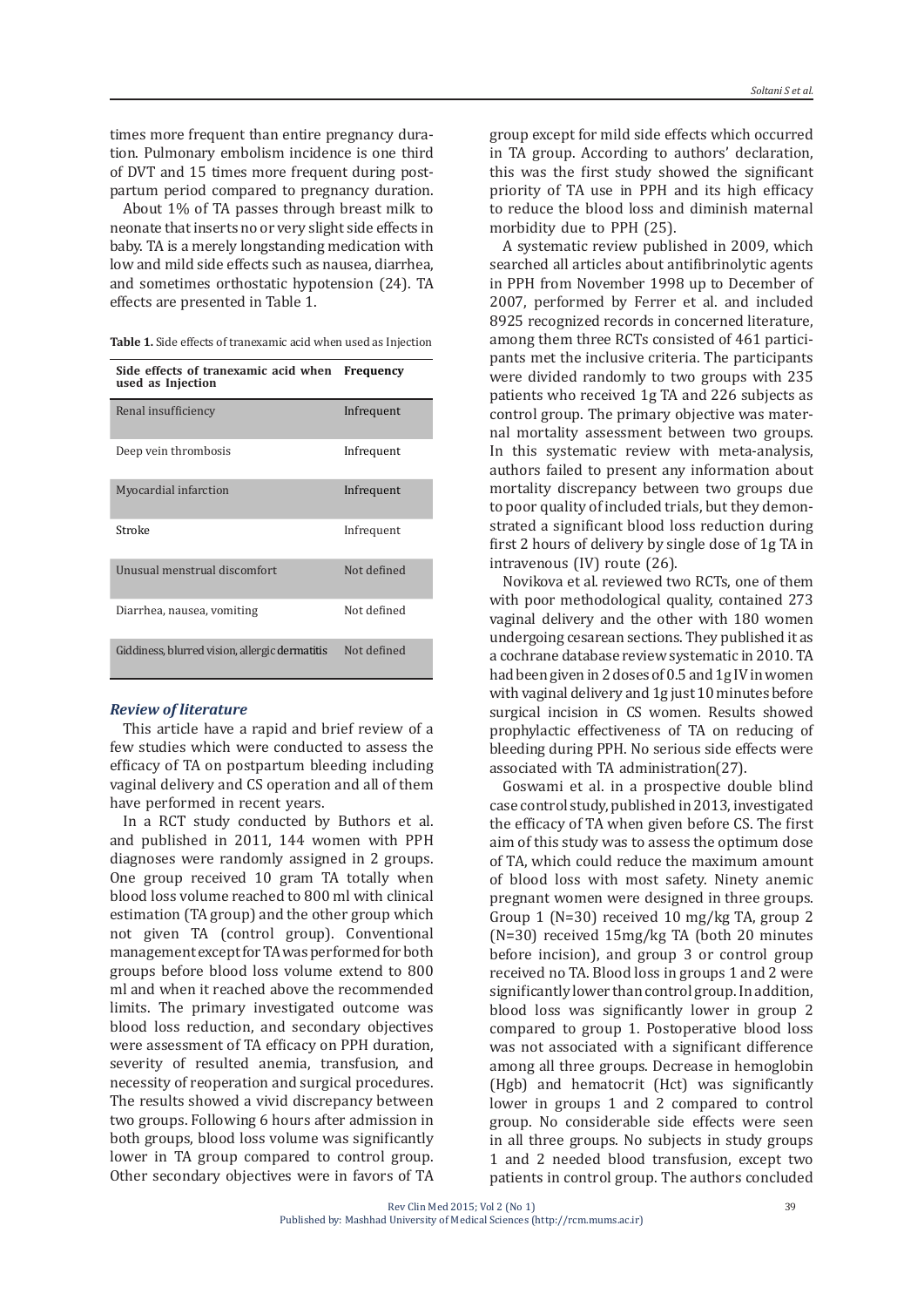times more frequent than entire pregnancy duration. Pulmonary embolism incidence is one third of DVT and 15 times more frequent during postpartum period compared to pregnancy duration.

About 1% of TA passes through breast milk to neonate that inserts no or very slight side effects in baby. TA is a merely longstanding medication with low and mild side effects such as nausea, diarrhea, and sometimes orthostatic hypotension (24). TA effects are presented in Table 1.

**Table 1.** Side effects of tranexamic acid when used as Injection

| Side effects of tranexamic acid when used as Injection | Frequency |
| --- | --- |
| Renal insufficiency | Infrequent |
| Deep vein thrombosis | Infrequent |
| Myocardial infarction | Infrequent |
| Stroke | Infrequent |
| Unusual menstrual discomfort | Not defined |
| Diarrhea, nausea, vomiting | Not defined |
| Giddiness, blurred vision, allergic dermatitis | Not defined |

### *Review of literature*

This article have a rapid and brief review of a few studies which were conducted to assess the efficacy of TA on postpartum bleeding including vaginal delivery and CS operation and all of them have performed in recent years.

In a RCT study conducted by Buthors et al. and published in 2011, 144 women with PPH diagnoses were randomly assigned in 2 groups. One group received 10 gram TA totally when blood loss volume reached to 800 ml with clinical estimation (TA group) and the other group which not given TA (control group). Conventional management except for TA was performed for both groups before blood loss volume extend to 800 ml and when it reached above the recommended limits. The primary investigated outcome was blood loss reduction, and secondary objectives were assessment of TA efficacy on PPH duration, severity of resulted anemia, transfusion, and necessity of reoperation and surgical procedures. The results showed a vivid discrepancy between two groups. Following 6 hours after admission in both groups, blood loss volume was significantly lower in TA group compared to control group. Other secondary objectives were in favors of TA group except for mild side effects which occurred in TA group. According to authors' declaration, this was the first study showed the significant priority of TA use in PPH and its high efficacy to reduce the blood loss and diminish maternal morbidity due to PPH (25).

A systematic review published in 2009, which searched all articles about antifibrinolytic agents in PPH from November 1998 up to December of 2007, performed by Ferrer et al. and included 8925 recognized records in concerned literature, among them three RCTs consisted of 461 participants met the inclusive criteria. The participants were divided randomly to two groups with 235 patients who received 1g TA and 226 subjects as control group. The primary objective was maternal mortality assessment between two groups. In this systematic review with meta-analysis, authors failed to present any information about mortality discrepancy between two groups due to poor quality of included trials, but they demonstrated a significant blood loss reduction during first 2 hours of delivery by single dose of 1g TA in intravenous (IV) route (26).

Novikova et al. reviewed two RCTs, one of them with poor methodological quality, contained 273 vaginal delivery and the other with 180 women undergoing cesarean sections. They published it as a cochrane database review systematic in 2010. TA had been given in 2 doses of 0.5 and 1g IV in women with vaginal delivery and 1g just 10 minutes before surgical incision in CS women. Results showed prophylactic effectiveness of TA on reducing of bleeding during PPH. No serious side effects were associated with TA administration(27).

Goswami et al. in a prospective double blind case control study, published in 2013, investigated the efficacy of TA when given before CS. The first aim of this study was to assess the optimum dose of TA, which could reduce the maximum amount of blood loss with most safety. Ninety anemic pregnant women were designed in three groups. Group 1 (N=30) received 10 mg/kg TA, group 2 (N=30) received 15mg/kg TA (both 20 minutes before incision), and group 3 or control group received no TA. Blood loss in groups 1 and 2 were significantly lower than control group. In addition, blood loss was significantly lower in group 2 compared to group 1. Postoperative blood loss was not associated with a significant difference among all three groups. Decrease in hemoglobin (Hgb) and hematocrit (Hct) was significantly lower in groups 1 and 2 compared to control group. No considerable side effects were seen in all three groups. No subjects in study groups 1 and 2 needed blood transfusion, except two patients in control group. The authors concluded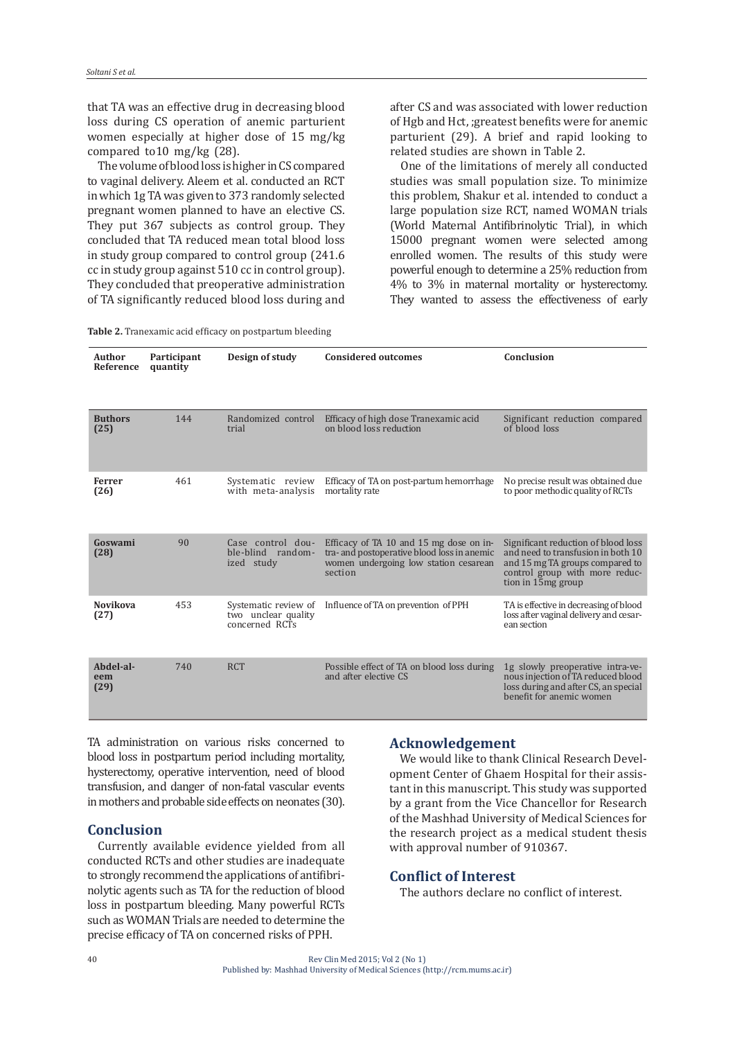that TA was an effective drug in decreasing blood loss during CS operation of anemic parturient women especially at higher dose of 15 mg/kg compared to10 mg/kg (28).

The volume of blood loss is higher in CS compared to vaginal delivery. Aleem et al. conducted an RCT in which 1g TA was given to 373 randomly selected pregnant women planned to have an elective CS. They put 367 subjects as control group. They concluded that TA reduced mean total blood loss in study group compared to control group (241.6 cc in study group against 510 cc in control group). They concluded that preoperative administration of TA significantly reduced blood loss during and after CS and was associated with lower reduction of Hgb and Hct, ;greatest benefits were for anemic parturient (29). A brief and rapid looking to related studies are shown in Table 2.

One of the limitations of merely all conducted studies was small population size. To minimize this problem, Shakur et al. intended to conduct a large population size RCT, named WOMAN trials (World Maternal Antifibrinolytic Trial), in which 15000 pregnant women were selected among enrolled women. The results of this study were powerful enough to determine a 25% reduction from 4% to 3% in maternal mortality or hysterectomy. They wanted to assess the effectiveness of early TA administration on various risks concerned to blood loss in postpartum period including mortality, hysterectomy, operative intervention, need of blood transfusion, and danger of non-fatal vascular events in mothers and probable side effects on neonates (30).

**Table 2.** Tranexamic acid efficacy on postpartum bleeding

| Author Reference | Participant quantity | Design of study | Considered outcomes | Conclusion |
|---|---|---|---|---|
| **Buthors (25)** | 144 | Randomized control trial | Efficacy of high dose Tranexamic acid on blood loss reduction | Significant reduction compared of blood loss |
| **Ferrer (26)** | 461 | Systematic review with meta-analysis | Efficacy of TA on post-partum hemorrhage mortality rate | No precise result was obtained due to poor methodic quality of RCTs |
| **Goswami (28)** | 90 | Case control double-blind randomized study | Efficacy of TA 10 and 15 mg dose on intra- and postoperative blood loss in anemic women undergoing low station cesarean section | Significant reduction of blood loss and need to transfusion in both 10 and 15 mg TA groups compared to control group with more reduction in 15mg group |
| **Novikova (27)** | 453 | Systematic review of two unclear quality concerned RCTs | Influence of TA on prevention of PPH | TA is effective in decreasing of blood loss after vaginal delivery and cesarean section |
| **Abdel-aleem (29)** | 740 | RCT | Possible effect of TA on blood loss during and after elective CS | 1g slowly preoperative intravenous injection of TA reduced blood loss during and after CS, an special benefit for anemic women |

## Conclusion

Currently available evidence yielded from all conducted RCTs and other studies are inadequate to strongly recommend the applications of antifibrinolytic agents such as TA for the reduction of blood loss in postpartum bleeding. Many powerful RCTs such as WOMAN Trials are needed to determine the precise efficacy of TA on concerned risks of PPH.

## Acknowledgement

We would like to thank Clinical Research Development Center of Ghaem Hospital for their assistant in this manuscript. This study was supported by a grant from the Vice Chancellor for Research of the Mashhad University of Medical Sciences for the research project as a medical student thesis with approval number of 910367.

## Conflict of Interest

The authors declare no conflict of interest.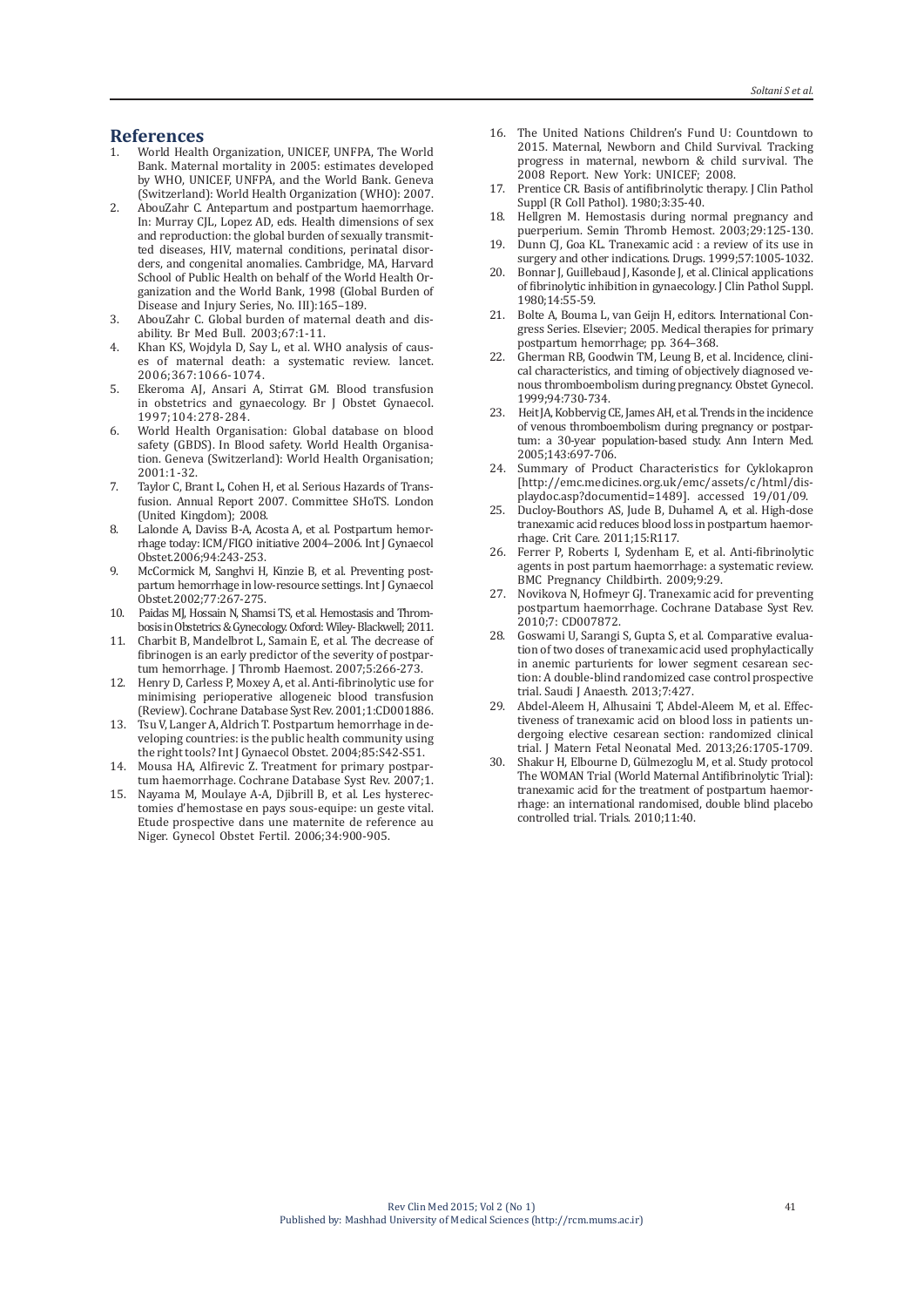## References

1. World Health Organization, UNICEF, UNFPA, The World Bank. Maternal mortality in 2005: estimates developed by WHO, UNICEF, UNFPA, and the World Bank. Geneva (Switzerland): World Health Organization (WHO): 2007.
2. AbouZahr C. Antepartum and postpartum haemorrhage. In: Murray CJL, Lopez AD, eds. Health dimensions of sex and reproduction: the global burden of sexually transmitted diseases, HIV, maternal conditions, perinatal disorders, and congenital anomalies. Cambridge, MA, Harvard School of Public Health on behalf of the World Health Organization and the World Bank, 1998 (Global Burden of Disease and Injury Series, No. III):165–189.
3. AbouZahr C. Global burden of maternal death and disability. Br Med Bull. 2003;67:1-11.
4. Khan KS, Wojdyla D, Say L, et al. WHO analysis of causes of maternal death: a systematic review. lancet. 2006;367:1066-1074.
5. Ekeroma AJ, Ansari A, Stirrat GM. Blood transfusion in obstetrics and gynaecology. Br J Obstet Gynaecol. 1997;104:278-284.
6. World Health Organisation: Global database on blood safety (GBDS). In Blood safety. World Health Organisation. Geneva (Switzerland): World Health Organisation; 2001:1-32.
7. Taylor C, Brant L, Cohen H, et al. Serious Hazards of Transfusion. Annual Report 2007. Committee SHoTS. London (United Kingdom); 2008.
8. Lalonde A, Daviss B-A, Acosta A, et al. Postpartum hemorrhage today: ICM/FIGO initiative 2004–2006. Int J Gynaecol Obstet.2006;94:243-253.
9. McCormick M, Sanghvi H, Kinzie B, et al. Preventing postpartum hemorrhage in low-resource settings. Int J Gynaecol Obstet.2002;77:267-275.
10. Paidas MJ, Hossain N, Shamsi TS, et al. Hemostasis and Thrombosis in Obstetrics & Gynecology. Oxford: Wiley- Blackwell; 2011.
11. Charbit B, Mandelbrot L, Samain E, et al. The decrease of fibrinogen is an early predictor of the severity of postpartum hemorrhage. J Thromb Haemost. 2007;5:266-273.
12. Henry D, Carless P, Moxey A, et al. Anti-fibrinolytic use for minimising perioperative allogeneic blood transfusion (Review). Cochrane Database Syst Rev. 2001;1:CD001886.
13. Tsu V, Langer A, Aldrich T. Postpartum hemorrhage in developing countries: is the public health community using the right tools? Int J Gynaecol Obstet. 2004;85:S42-S51.
14. Mousa HA, Alfirevic Z. Treatment for primary postpartum haemorrhage. Cochrane Database Syst Rev. 2007;1.
15. Nayama M, Moulaye A-A, Djibrill B, et al. Les hysterectomies d'hemostase en pays sous-equipe: un geste vital. Etude prospective dans une maternite de reference au Niger. Gynecol Obstet Fertil. 2006;34:900-905.
16. The United Nations Children's Fund U: Countdown to 2015. Maternal, Newborn and Child Survival. Tracking progress in maternal, newborn & child survival. The 2008 Report. New York: UNICEF; 2008.
17. Prentice CR. Basis of antifibrinolytic therapy. J Clin Pathol Suppl (R Coll Pathol). 1980;3:35-40.
18. Hellgren M. Hemostasis during normal pregnancy and puerperium. Semin Thromb Hemost. 2003;29:125-130.
19. Dunn CJ, Goa KL. Tranexamic acid : a review of its use in surgery and other indications. Drugs. 1999;57:1005-1032.
20. Bonnar J, Guillebaud J, Kasonde J, et al. Clinical applications of fibrinolytic inhibition in gynaecology. J Clin Pathol Suppl. 1980;14:55-59.
21. Bolte A, Bouma L, van Geijn H, editors. International Congress Series. Elsevier; 2005. Medical therapies for primary postpartum hemorrhage; pp. 364–368.
22. Gherman RB, Goodwin TM, Leung B, et al. Incidence, clinical characteristics, and timing of objectively diagnosed venous thromboembolism during pregnancy. Obstet Gynecol. 1999;94:730-734.
23. Heit JA, Kobbervig CE, James AH, et al. Trends in the incidence of venous thromboembolism during pregnancy or postpartum: a 30-year population-based study. Ann Intern Med. 2005;143:697-706.
24. Summary of Product Characteristics for Cyklokapron [http://emc.medicines.org.uk/emc/assets/c/html/displaydoc.asp?documentid=1489]. accessed 19/01/09.
25. Ducloy-Bouthors AS, Jude B, Duhamel A, et al. High-dose tranexamic acid reduces blood loss in postpartum haemorrhage. Crit Care. 2011;15:R117.
26. Ferrer P, Roberts I, Sydenham E, et al. Anti-fibrinolytic agents in post partum haemorrhage: a systematic review. BMC Pregnancy Childbirth. 2009;9:29.
27. Novikova N, Hofmeyr GJ. Tranexamic acid for preventing postpartum haemorrhage. Cochrane Database Syst Rev. 2010;7: CD007872.
28. Goswami U, Sarangi S, Gupta S, et al. Comparative evaluation of two doses of tranexamic acid used prophylactically in anemic parturients for lower segment cesarean section: A double-blind randomized case control prospective trial. Saudi J Anaesth. 2013;7:427.
29. Abdel-Aleem H, Alhusaini T, Abdel-Aleem M, et al. Effectiveness of tranexamic acid on blood loss in patients undergoing elective cesarean section: randomized clinical trial. J Matern Fetal Neonatal Med. 2013;26:1705-1709.
30. Shakur H, Elbourne D, Gülmezoglu M, et al. Study protocol The WOMAN Trial (World Maternal Antifibrinolytic Trial): tranexamic acid for the treatment of postpartum haemorrhage: an international randomised, double blind placebo controlled trial. Trials. 2010;11:40.